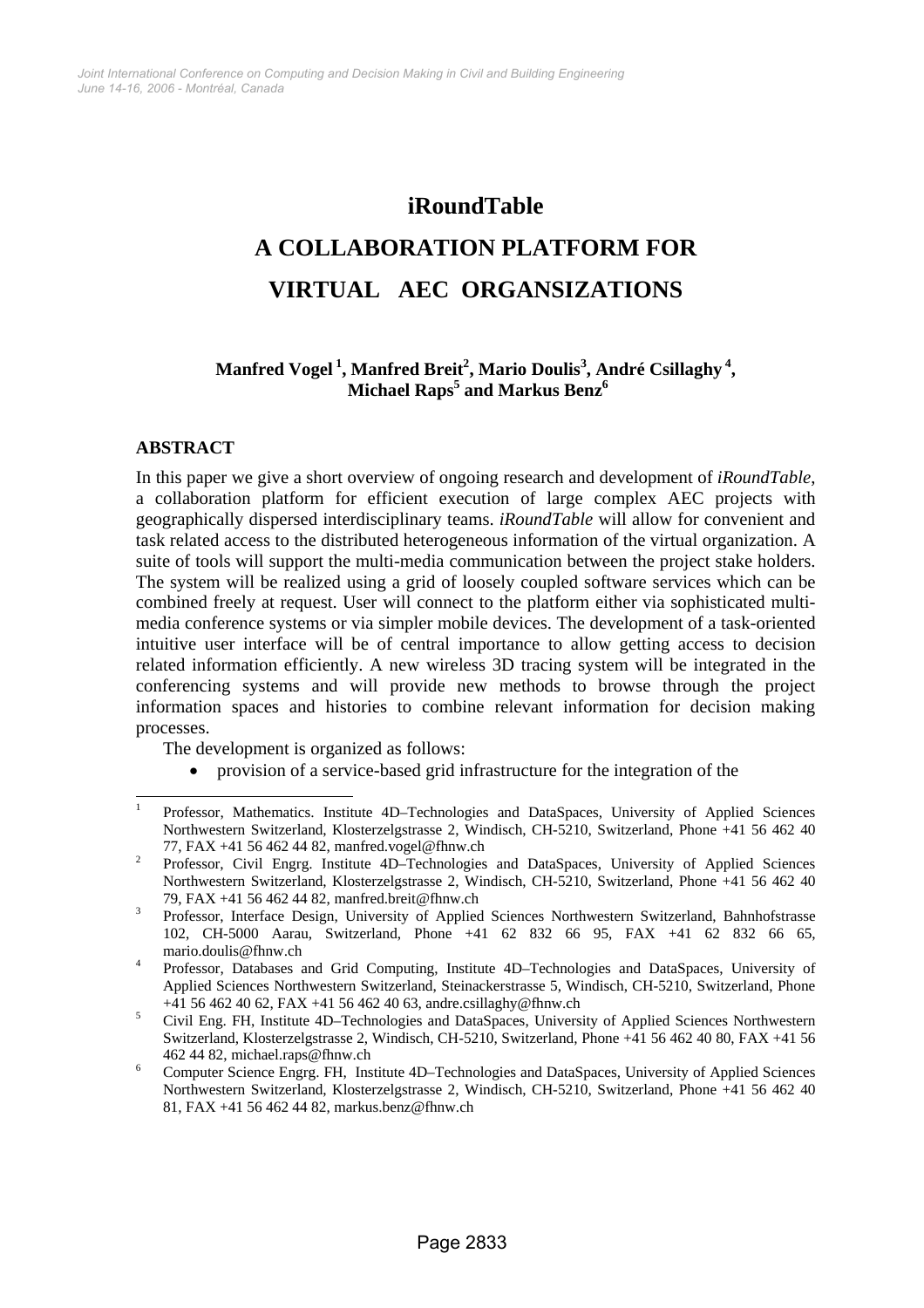# iRoundTable

# A COLLABORATION PLATFORM FOR VIRTUAL AEC ORGANSIZATIONS

**Manfred Vogel [1], Manfred Breit[2], Mario Doulis[3], André Csillaghy [4], Michael Raps[5] and Markus Benz[6]**

## ABSTRACT

In this paper we give a short overview of ongoing research and development of *iRoundTable*, a collaboration platform for efficient execution of large complex AEC projects with geographically dispersed interdisciplinary teams. *iRoundTable* will allow for convenient and task related access to the distributed heterogeneous information of the virtual organization. A suite of tools will support the multi-media communication between the project stake holders. The system will be realized using a grid of loosely coupled software services which can be combined freely at request. User will connect to the platform either via sophisticated multi-media conference systems or via simpler mobile devices. The development of a task-oriented intuitive user interface will be of central importance to allow getting access to decision related information efficiently. A new wireless 3D tracing system will be integrated in the conferencing systems and will provide new methods to browse through the project information spaces and histories to combine relevant information for decision making processes.

The development is organized as follows:

- provision of a service-based grid infrastructure for the integration of the

---

[1] Professor, Mathematics. Institute 4D–Technologies and DataSpaces, University of Applied Sciences Northwestern Switzerland, Klosterzelgstrasse 2, Windisch, CH-5210, Switzerland, Phone +41 56 462 40 77, FAX +41 56 462 44 82, manfred.vogel@fhnw.ch

[2] Professor, Civil Engrg. Institute 4D–Technologies and DataSpaces, University of Applied Sciences Northwestern Switzerland, Klosterzelgstrasse 2, Windisch, CH-5210, Switzerland, Phone +41 56 462 40 79, FAX +41 56 462 44 82, manfred.breit@fhnw.ch

[3] Professor, Interface Design, University of Applied Sciences Northwestern Switzerland, Bahnhofstrasse 102, CH-5000 Aarau, Switzerland, Phone +41 62 832 66 95, FAX +41 62 832 66 65, mario.doulis@fhnw.ch

[4] Professor, Databases and Grid Computing, Institute 4D–Technologies and DataSpaces, University of Applied Sciences Northwestern Switzerland, Steinackerstrasse 5, Windisch, CH-5210, Switzerland, Phone +41 56 462 40 62, FAX +41 56 462 40 63, andre.csillaghy@fhnw.ch

[5] Civil Eng. FH, Institute 4D–Technologies and DataSpaces, University of Applied Sciences Northwestern Switzerland, Klosterzelgstrasse 2, Windisch, CH-5210, Switzerland, Phone +41 56 462 40 80, FAX +41 56 462 44 82, michael.raps@fhnw.ch

[6] Computer Science Engrg. FH, Institute 4D–Technologies and DataSpaces, University of Applied Sciences Northwestern Switzerland, Klosterzelgstrasse 2, Windisch, CH-5210, Switzerland, Phone +41 56 462 40 81, FAX +41 56 462 44 82, markus.benz@fhnw.ch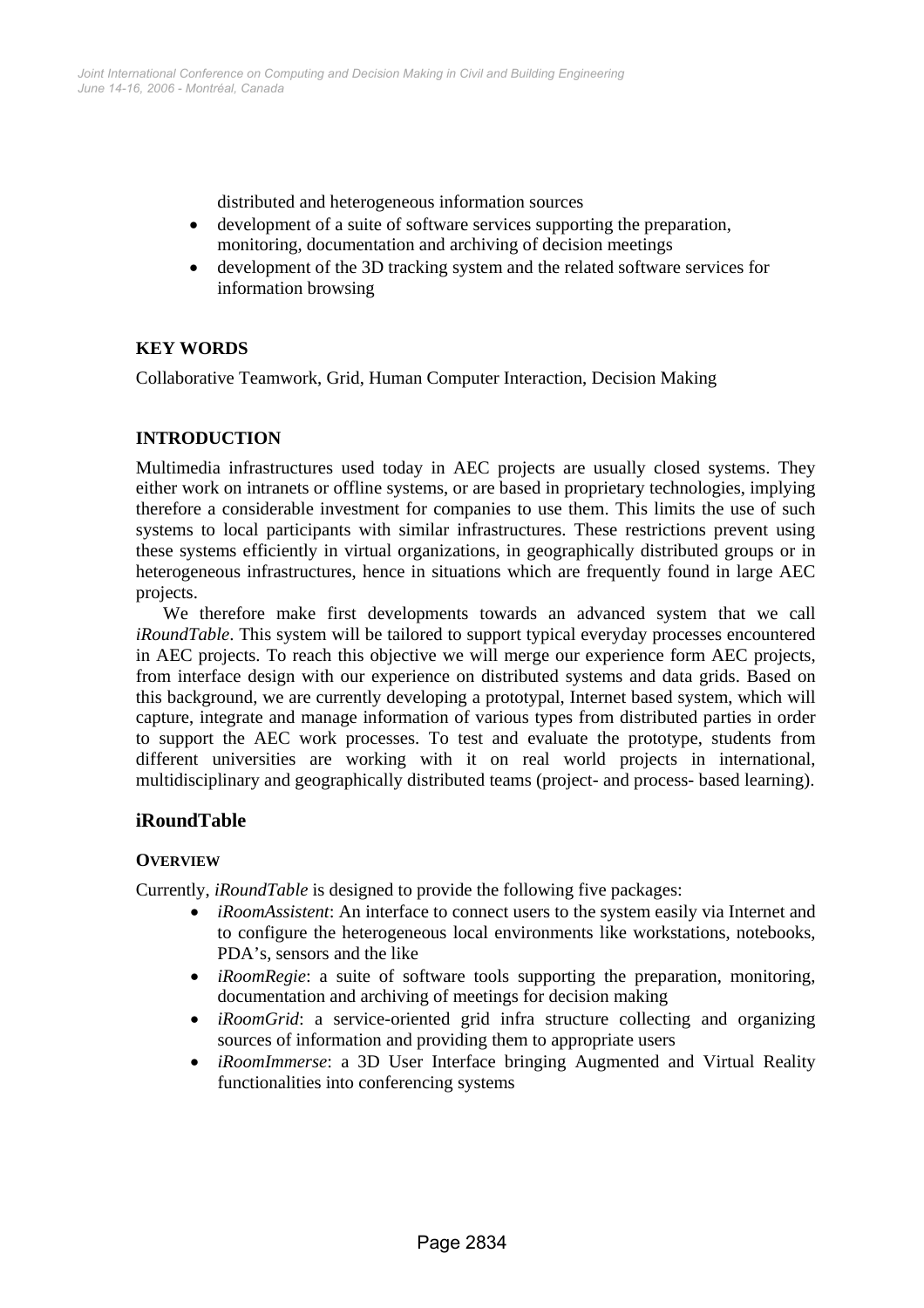distributed and heterogeneous information sources

- development of a suite of software services supporting the preparation, monitoring, documentation and archiving of decision meetings
- development of the 3D tracking system and the related software services for information browsing

### KEY WORDS

Collaborative Teamwork, Grid, Human Computer Interaction, Decision Making

### INTRODUCTION

Multimedia infrastructures used today in AEC projects are usually closed systems. They either work on intranets or offline systems, or are based in proprietary technologies, implying therefore a considerable investment for companies to use them. This limits the use of such systems to local participants with similar infrastructures. These restrictions prevent using these systems efficiently in virtual organizations, in geographically distributed groups or in heterogeneous infrastructures, hence in situations which are frequently found in large AEC projects.

We therefore make first developments towards an advanced system that we call *iRoundTable*. This system will be tailored to support typical everyday processes encountered in AEC projects. To reach this objective we will merge our experience form AEC projects, from interface design with our experience on distributed systems and data grids. Based on this background, we are currently developing a prototypal, Internet based system, which will capture, integrate and manage information of various types from distributed parties in order to support the AEC work processes. To test and evaluate the prototype, students from different universities are working with it on real world projects in international, multidisciplinary and geographically distributed teams (project- and process- based learning).

## iRoundTable

### OVERVIEW

Currently, *iRoundTable* is designed to provide the following five packages:

- *iRoomAssistent*: An interface to connect users to the system easily via Internet and to configure the heterogeneous local environments like workstations, notebooks, PDA's, sensors and the like
- *iRoomRegie*: a suite of software tools supporting the preparation, monitoring, documentation and archiving of meetings for decision making
- *iRoomGrid*: a service-oriented grid infra structure collecting and organizing sources of information and providing them to appropriate users
- *iRoomImmerse*: a 3D User Interface bringing Augmented and Virtual Reality functionalities into conferencing systems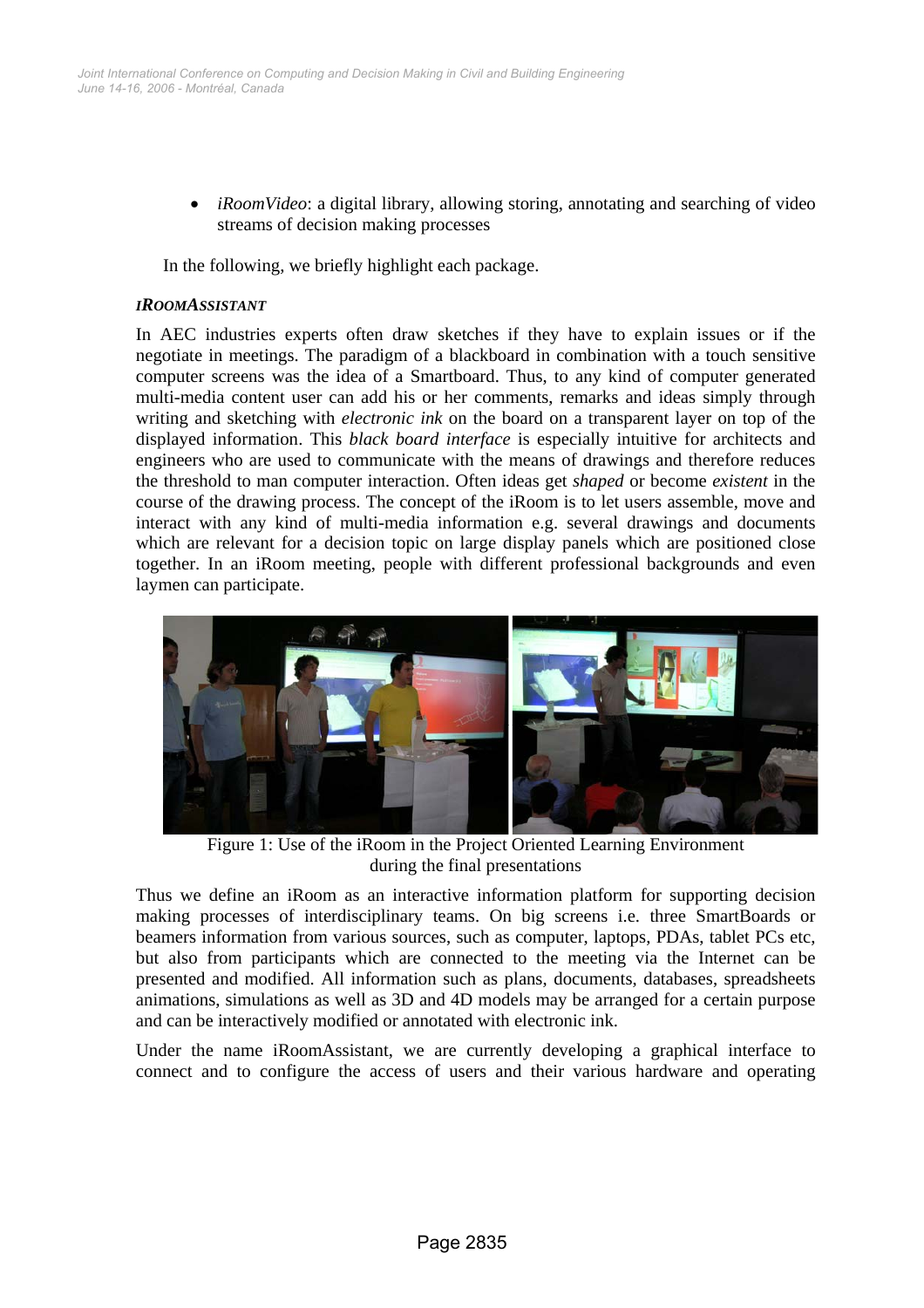- *iRoomVideo*: a digital library, allowing storing, annotating and searching of video streams of decision making processes

In the following, we briefly highlight each package.

### *IROOMASSISTANT*

In AEC industries experts often draw sketches if they have to explain issues or if the negotiate in meetings. The paradigm of a blackboard in combination with a touch sensitive computer screens was the idea of a Smartboard. Thus, to any kind of computer generated multi-media content user can add his or her comments, remarks and ideas simply through writing and sketching with *electronic ink* on the board on a transparent layer on top of the displayed information. This *black board interface* is especially intuitive for architects and engineers who are used to communicate with the means of drawings and therefore reduces the threshold to man computer interaction. Often ideas get *shaped* or become *existent* in the course of the drawing process. The concept of the iRoom is to let users assemble, move and interact with any kind of multi-media information e.g. several drawings and documents which are relevant for a decision topic on large display panels which are positioned close together. In an iRoom meeting, people with different professional backgrounds and even laymen can participate.

Figure 1: Use of the iRoom in the Project Oriented Learning Environment during the final presentations

Thus we define an iRoom as an interactive information platform for supporting decision making processes of interdisciplinary teams. On big screens i.e. three SmartBoards or beamers information from various sources, such as computer, laptops, PDAs, tablet PCs etc, but also from participants which are connected to the meeting via the Internet can be presented and modified. All information such as plans, documents, databases, spreadsheets animations, simulations as well as 3D and 4D models may be arranged for a certain purpose and can be interactively modified or annotated with electronic ink.

Under the name iRoomAssistant, we are currently developing a graphical interface to connect and to configure the access of users and their various hardware and operating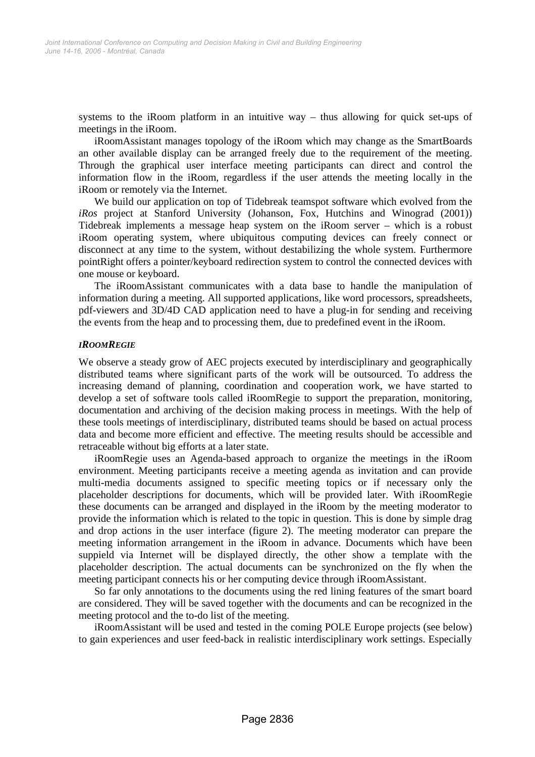systems to the iRoom platform in an intuitive way – thus allowing for quick set-ups of meetings in the iRoom.

iRoomAssistant manages topology of the iRoom which may change as the SmartBoards an other available display can be arranged freely due to the requirement of the meeting. Through the graphical user interface meeting participants can direct and control the information flow in the iRoom, regardless if the user attends the meeting locally in the iRoom or remotely via the Internet.

We build our application on top of Tidebreak teamspot software which evolved from the *iRos* project at Stanford University (Johanson, Fox, Hutchins and Winograd (2001)) Tidebreak implements a message heap system on the iRoom server – which is a robust iRoom operating system, where ubiquitous computing devices can freely connect or disconnect at any time to the system, without destabilizing the whole system. Furthermore pointRight offers a pointer/keyboard redirection system to control the connected devices with one mouse or keyboard.

The iRoomAssistant communicates with a data base to handle the manipulation of information during a meeting. All supported applications, like word processors, spreadsheets, pdf-viewers and 3D/4D CAD application need to have a plug-in for sending and receiving the events from the heap and to processing them, due to predefined event in the iRoom.

### *IROOMREGIE*

We observe a steady grow of AEC projects executed by interdisciplinary and geographically distributed teams where significant parts of the work will be outsourced. To address the increasing demand of planning, coordination and cooperation work, we have started to develop a set of software tools called iRoomRegie to support the preparation, monitoring, documentation and archiving of the decision making process in meetings. With the help of these tools meetings of interdisciplinary, distributed teams should be based on actual process data and become more efficient and effective. The meeting results should be accessible and retraceable without big efforts at a later state.

iRoomRegie uses an Agenda-based approach to organize the meetings in the iRoom environment. Meeting participants receive a meeting agenda as invitation and can provide multi-media documents assigned to specific meeting topics or if necessary only the placeholder descriptions for documents, which will be provided later. With iRoomRegie these documents can be arranged and displayed in the iRoom by the meeting moderator to provide the information which is related to the topic in question. This is done by simple drag and drop actions in the user interface (figure 2). The meeting moderator can prepare the meeting information arrangement in the iRoom in advance. Documents which have been suppield via Internet will be displayed directly, the other show a template with the placeholder description. The actual documents can be synchronized on the fly when the meeting participant connects his or her computing device through iRoomAssistant.

So far only annotations to the documents using the red lining features of the smart board are considered. They will be saved together with the documents and can be recognized in the meeting protocol and the to-do list of the meeting.

iRoomAssistant will be used and tested in the coming POLE Europe projects (see below) to gain experiences and user feed-back in realistic interdisciplinary work settings. Especially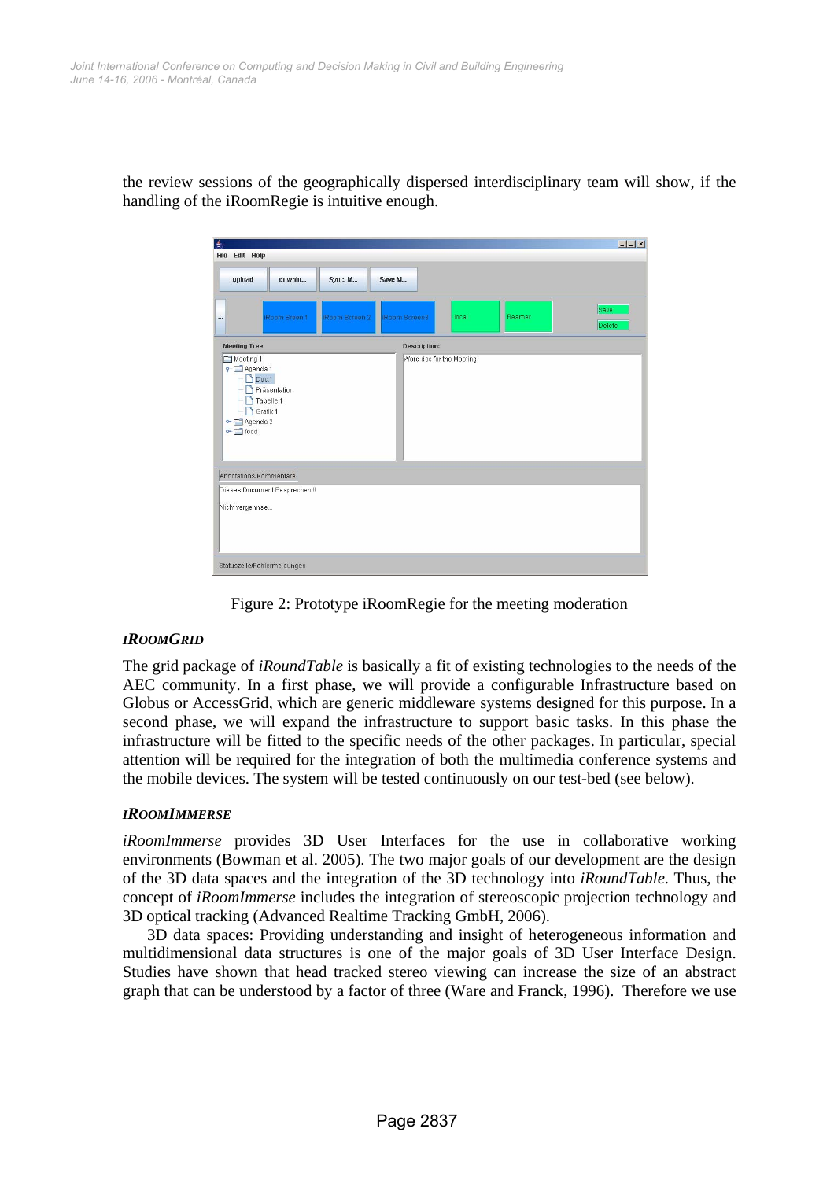the review sessions of the geographically dispersed interdisciplinary team will show, if the handling of the iRoomRegie is intuitive enough.

Figure 2: Prototype iRoomRegie for the meeting moderation

### *IROOMGRID*

The grid package of *iRoundTable* is basically a fit of existing technologies to the needs of the AEC community. In a first phase, we will provide a configurable Infrastructure based on Globus or AccessGrid, which are generic middleware systems designed for this purpose. In a second phase, we will expand the infrastructure to support basic tasks. In this phase the infrastructure will be fitted to the specific needs of the other packages. In particular, special attention will be required for the integration of both the multimedia conference systems and the mobile devices. The system will be tested continuously on our test-bed (see below).

### *IROOMIMMERSE*

*iRoomImmerse* provides 3D User Interfaces for the use in collaborative working environments (Bowman et al. 2005). The two major goals of our development are the design of the 3D data spaces and the integration of the 3D technology into *iRoundTable*. Thus, the concept of *iRoomImmerse* includes the integration of stereoscopic projection technology and 3D optical tracking (Advanced Realtime Tracking GmbH, 2006).

3D data spaces: Providing understanding and insight of heterogeneous information and multidimensional data structures is one of the major goals of 3D User Interface Design. Studies have shown that head tracked stereo viewing can increase the size of an abstract graph that can be understood by a factor of three (Ware and Franck, 1996). Therefore we use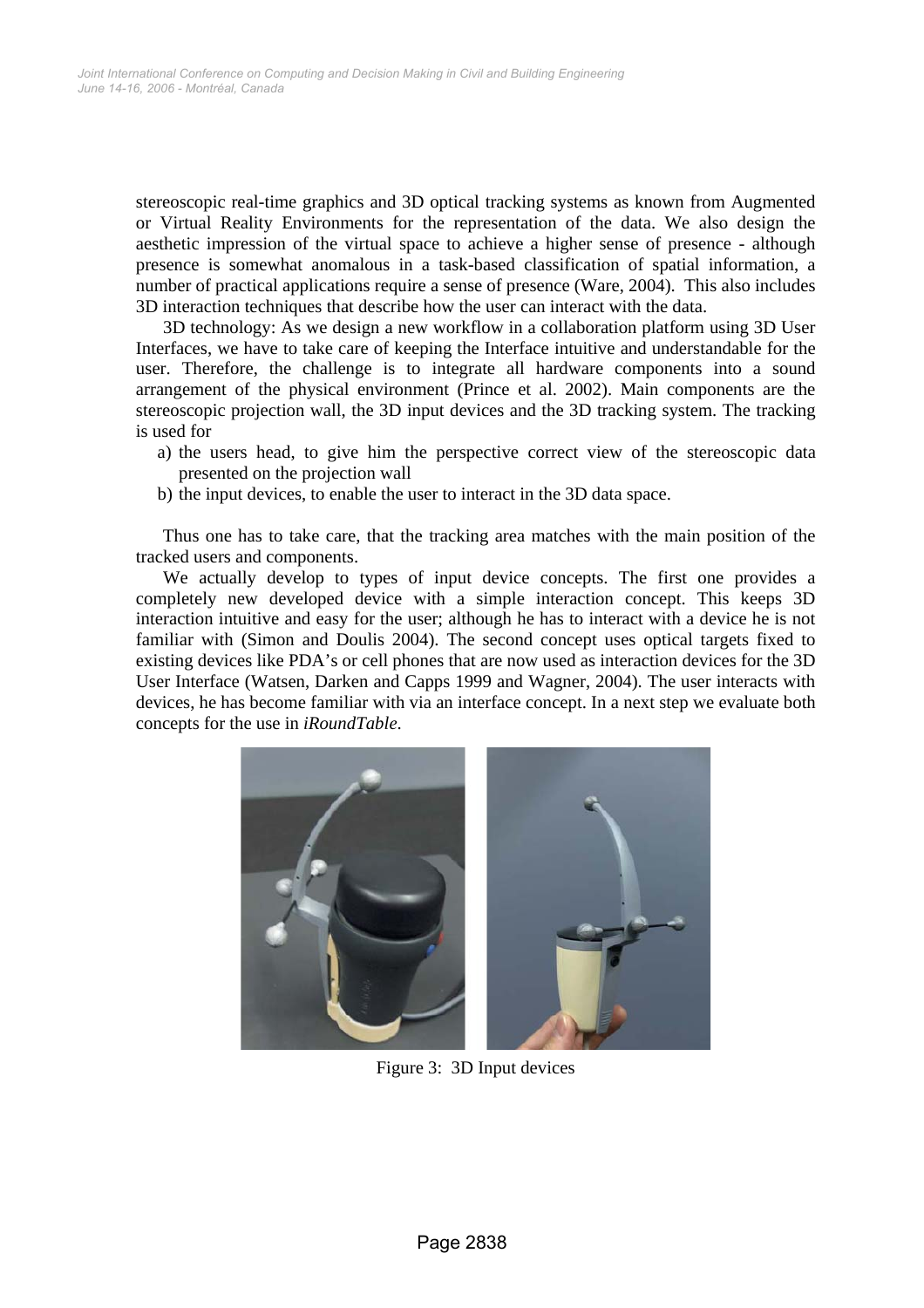stereoscopic real-time graphics and 3D optical tracking systems as known from Augmented or Virtual Reality Environments for the representation of the data. We also design the aesthetic impression of the virtual space to achieve a higher sense of presence - although presence is somewhat anomalous in a task-based classification of spatial information, a number of practical applications require a sense of presence (Ware, 2004). This also includes 3D interaction techniques that describe how the user can interact with the data.

3D technology: As we design a new workflow in a collaboration platform using 3D User Interfaces, we have to take care of keeping the Interface intuitive and understandable for the user. Therefore, the challenge is to integrate all hardware components into a sound arrangement of the physical environment (Prince et al. 2002). Main components are the stereoscopic projection wall, the 3D input devices and the 3D tracking system. The tracking is used for

a) the users head, to give him the perspective correct view of the stereoscopic data presented on the projection wall
b) the input devices, to enable the user to interact in the 3D data space.

Thus one has to take care, that the tracking area matches with the main position of the tracked users and components.

We actually develop to types of input device concepts. The first one provides a completely new developed device with a simple interaction concept. This keeps 3D interaction intuitive and easy for the user; although he has to interact with a device he is not familiar with (Simon and Doulis 2004). The second concept uses optical targets fixed to existing devices like PDA's or cell phones that are now used as interaction devices for the 3D User Interface (Watsen, Darken and Capps 1999 and Wagner, 2004). The user interacts with devices, he has become familiar with via an interface concept. In a next step we evaluate both concepts for the use in *iRoundTable*.

Figure 3: 3D Input devices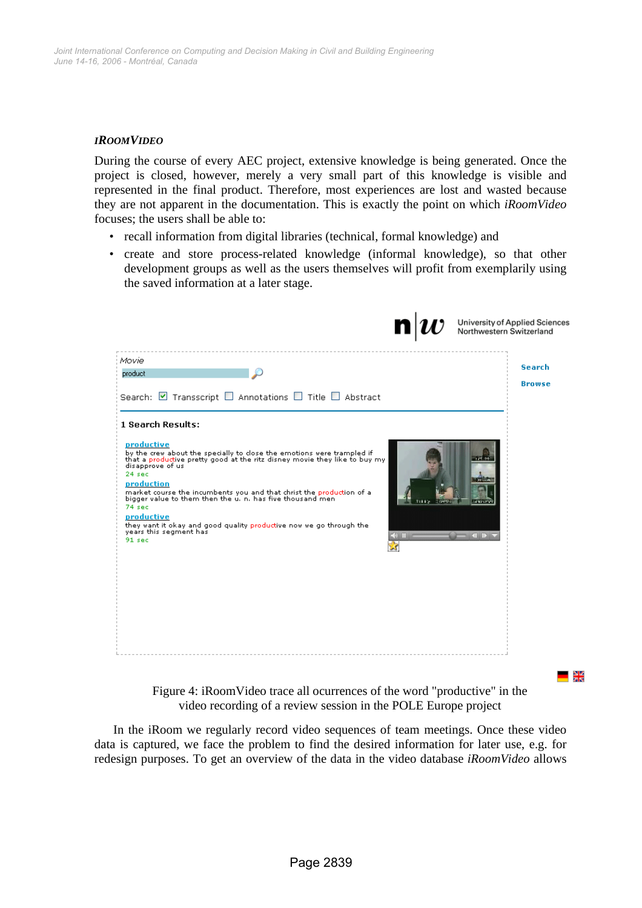### *IROOMVIDEO*

During the course of every AEC project, extensive knowledge is being generated. Once the project is closed, however, merely a very small part of this knowledge is visible and represented in the final product. Therefore, most experiences are lost and wasted because they are not apparent in the documentation. This is exactly the point on which *iRoomVideo* focuses; the users shall be able to:

- recall information from digital libraries (technical, formal knowledge) and
- create and store process-related knowledge (informal knowledge), so that other development groups as well as the users themselves will profit from exemplarily using the saved information at a later stage.

Figure 4: iRoomVideo trace all ocurrences of the word "productive" in the video recording of a review session in the POLE Europe project

In the iRoom we regularly record video sequences of team meetings. Once these video data is captured, we face the problem to find the desired information for later use, e.g. for redesign purposes. To get an overview of the data in the video database *iRoomVideo* allows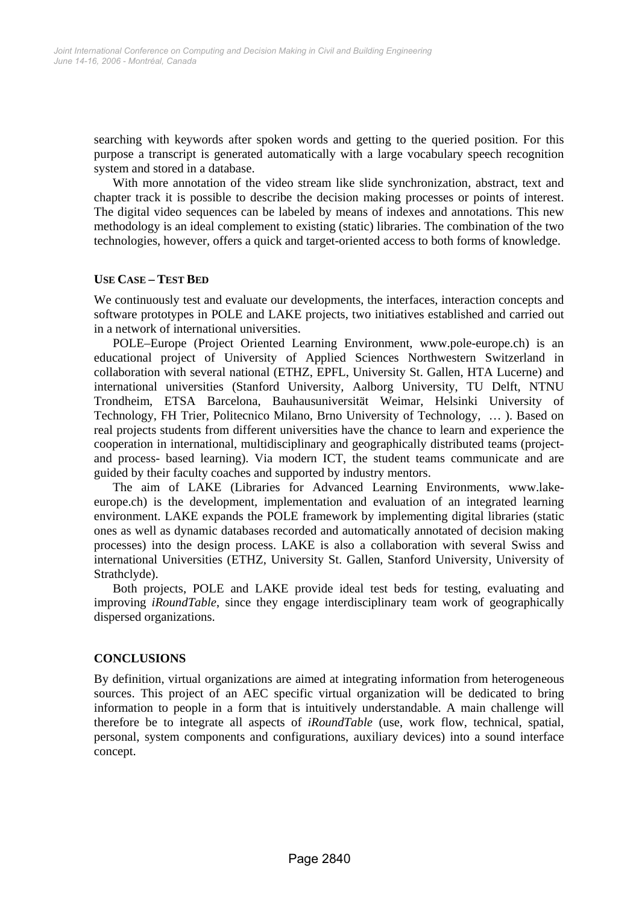searching with keywords after spoken words and getting to the queried position. For this purpose a transcript is generated automatically with a large vocabulary speech recognition system and stored in a database.

With more annotation of the video stream like slide synchronization, abstract, text and chapter track it is possible to describe the decision making processes or points of interest. The digital video sequences can be labeled by means of indexes and annotations. This new methodology is an ideal complement to existing (static) libraries. The combination of the two technologies, however, offers a quick and target-oriented access to both forms of knowledge.

## USE CASE – TEST BED

We continuously test and evaluate our developments, the interfaces, interaction concepts and software prototypes in POLE and LAKE projects, two initiatives established and carried out in a network of international universities.

POLE–Europe (Project Oriented Learning Environment, www.pole-europe.ch) is an educational project of University of Applied Sciences Northwestern Switzerland in collaboration with several national (ETHZ, EPFL, University St. Gallen, HTA Lucerne) and international universities (Stanford University, Aalborg University, TU Delft, NTNU Trondheim, ETSA Barcelona, Bauhausuniversität Weimar, Helsinki University of Technology, FH Trier, Politecnico Milano, Brno University of Technology, … ). Based on real projects students from different universities have the chance to learn and experience the cooperation in international, multidisciplinary and geographically distributed teams (project- and process- based learning). Via modern ICT, the student teams communicate and are guided by their faculty coaches and supported by industry mentors.

The aim of LAKE (Libraries for Advanced Learning Environments, www.lake-europe.ch) is the development, implementation and evaluation of an integrated learning environment. LAKE expands the POLE framework by implementing digital libraries (static ones as well as dynamic databases recorded and automatically annotated of decision making processes) into the design process. LAKE is also a collaboration with several Swiss and international Universities (ETHZ, University St. Gallen, Stanford University, University of Strathclyde).

Both projects, POLE and LAKE provide ideal test beds for testing, evaluating and improving *iRoundTable*, since they engage interdisciplinary team work of geographically dispersed organizations.

## CONCLUSIONS

By definition, virtual organizations are aimed at integrating information from heterogeneous sources. This project of an AEC specific virtual organization will be dedicated to bring information to people in a form that is intuitively understandable. A main challenge will therefore be to integrate all aspects of *iRoundTable* (use, work flow, technical, spatial, personal, system components and configurations, auxiliary devices) into a sound interface concept.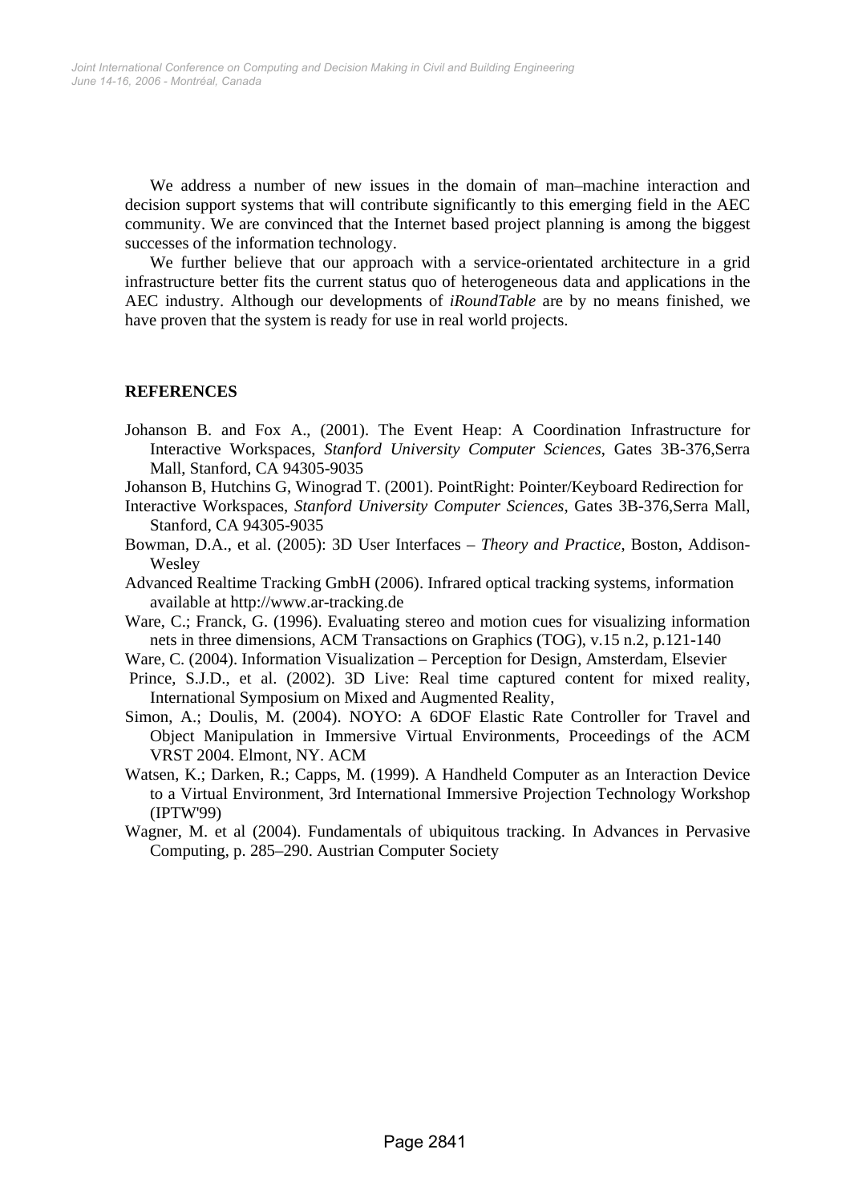We address a number of new issues in the domain of man–machine interaction and decision support systems that will contribute significantly to this emerging field in the AEC community. We are convinced that the Internet based project planning is among the biggest successes of the information technology.

We further believe that our approach with a service-orientated architecture in a grid infrastructure better fits the current status quo of heterogeneous data and applications in the AEC industry. Although our developments of *iRoundTable* are by no means finished, we have proven that the system is ready for use in real world projects.

## REFERENCES

Johanson B. and Fox A., (2001). The Event Heap: A Coordination Infrastructure for Interactive Workspaces, *Stanford University Computer Sciences*, Gates 3B-376,Serra Mall, Stanford, CA 94305-9035

Johanson B, Hutchins G, Winograd T. (2001). PointRight: Pointer/Keyboard Redirection for Interactive Workspaces, *Stanford University Computer Sciences*, Gates 3B-376,Serra Mall, Stanford, CA 94305-9035

Bowman, D.A., et al. (2005): 3D User Interfaces – *Theory and Practice*, Boston, Addison-Wesley

Advanced Realtime Tracking GmbH (2006). Infrared optical tracking systems, information available at http://www.ar-tracking.de

Ware, C.; Franck, G. (1996). Evaluating stereo and motion cues for visualizing information nets in three dimensions, ACM Transactions on Graphics (TOG), v.15 n.2, p.121-140

Ware, C. (2004). Information Visualization – Perception for Design, Amsterdam, Elsevier

Prince, S.J.D., et al. (2002). 3D Live: Real time captured content for mixed reality, International Symposium on Mixed and Augmented Reality,

Simon, A.; Doulis, M. (2004). NOYO: A 6DOF Elastic Rate Controller for Travel and Object Manipulation in Immersive Virtual Environments, Proceedings of the ACM VRST 2004. Elmont, NY. ACM

Watsen, K.; Darken, R.; Capps, M. (1999). A Handheld Computer as an Interaction Device to a Virtual Environment, 3rd International Immersive Projection Technology Workshop (IPTW'99)

Wagner, M. et al (2004). Fundamentals of ubiquitous tracking. In Advances in Pervasive Computing, p. 285–290. Austrian Computer Society